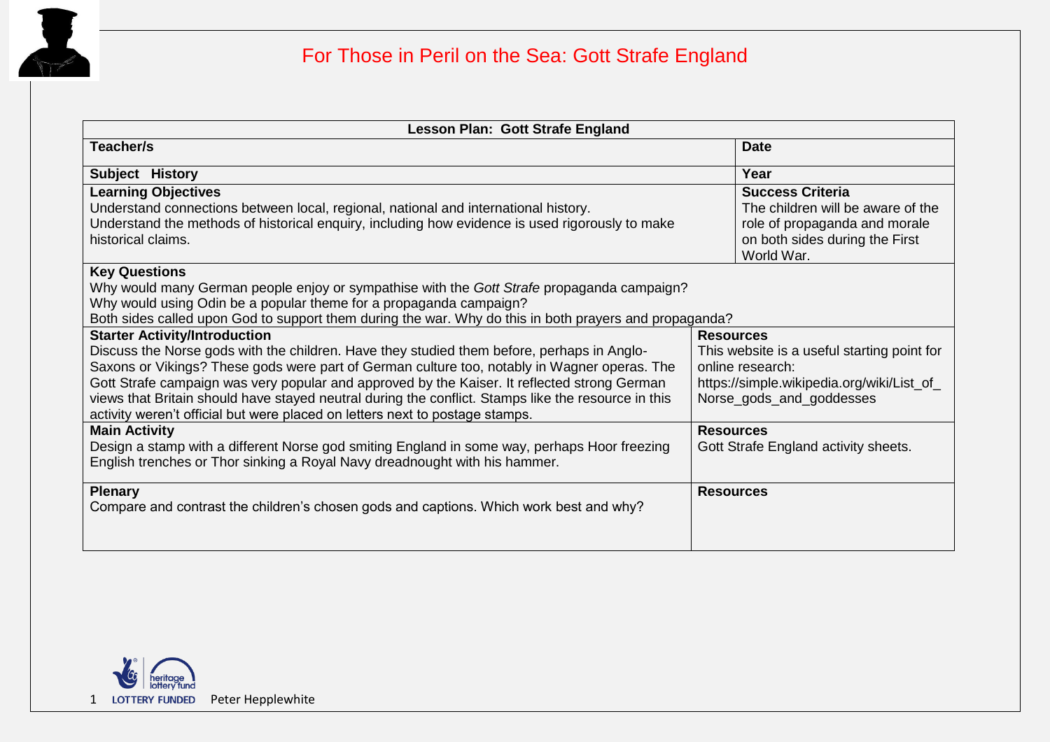# For Those in Peril on the Sea: Gott Strafe England

| Lesson Plan: Gott Strafe England | |
|---|---|
| **Teacher/s** | **Date** |
| **Subject History** | **Year** |
| **Learning Objectives**<br>Understand connections between local, regional, national and international history.<br>Understand the methods of historical enquiry, including how evidence is used rigorously to make historical claims. | **Success Criteria**<br>The children will be aware of the role of propaganda and morale on both sides during the First World War. |
| **Key Questions**<br>Why would many German people enjoy or sympathise with the *Gott Strafe* propaganda campaign?<br>Why would using Odin be a popular theme for a propaganda campaign?<br>Both sides called upon God to support them during the war. Why do this in both prayers and propaganda? | |
| **Starter Activity/Introduction**<br>Discuss the Norse gods with the children. Have they studied them before, perhaps in Anglo-Saxons or Vikings? These gods were part of German culture too, notably in Wagner operas. The Gott Strafe campaign was very popular and approved by the Kaiser. It reflected strong German views that Britain should have stayed neutral during the conflict. Stamps like the resource in this activity weren't official but were placed on letters next to postage stamps. | **Resources**<br>This website is a useful starting point for online research:<br>https://simple.wikipedia.org/wiki/List_of_Norse_gods_and_goddesses |
| **Main Activity**<br>Design a stamp with a different Norse god smiting England in some way, perhaps Hoor freezing English trenches or Thor sinking a Royal Navy dreadnought with his hammer. | **Resources**<br>Gott Strafe England activity sheets. |
| **Plenary**<br>Compare and contrast the children's chosen gods and captions. Which work best and why? | **Resources** |

LOTTERY FUNDED Peter Hepplewhite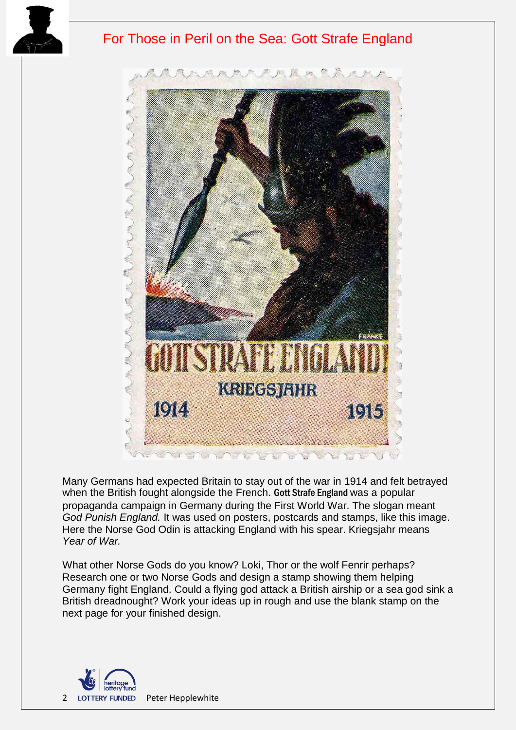# For Those in Peril on the Sea: Gott Strafe England

Many Germans had expected Britain to stay out of the war in 1914 and felt betrayed when the British fought alongside the French. Gott Strafe England was a popular propaganda campaign in Germany during the First World War. The slogan meant *God Punish England.* It was used on posters, postcards and stamps, like this image. Here the Norse God Odin is attacking England with his spear. Kriegsjahr means *Year of War.*

What other Norse Gods do you know? Loki, Thor or the wolf Fenrir perhaps? Research one or two Norse Gods and design a stamp showing them helping Germany fight England. Could a flying god attack a British airship or a sea god sink a British dreadnought? Work your ideas up in rough and use the blank stamp on the next page for your finished design.

LOTTERY FUNDED Peter Hepplewhite